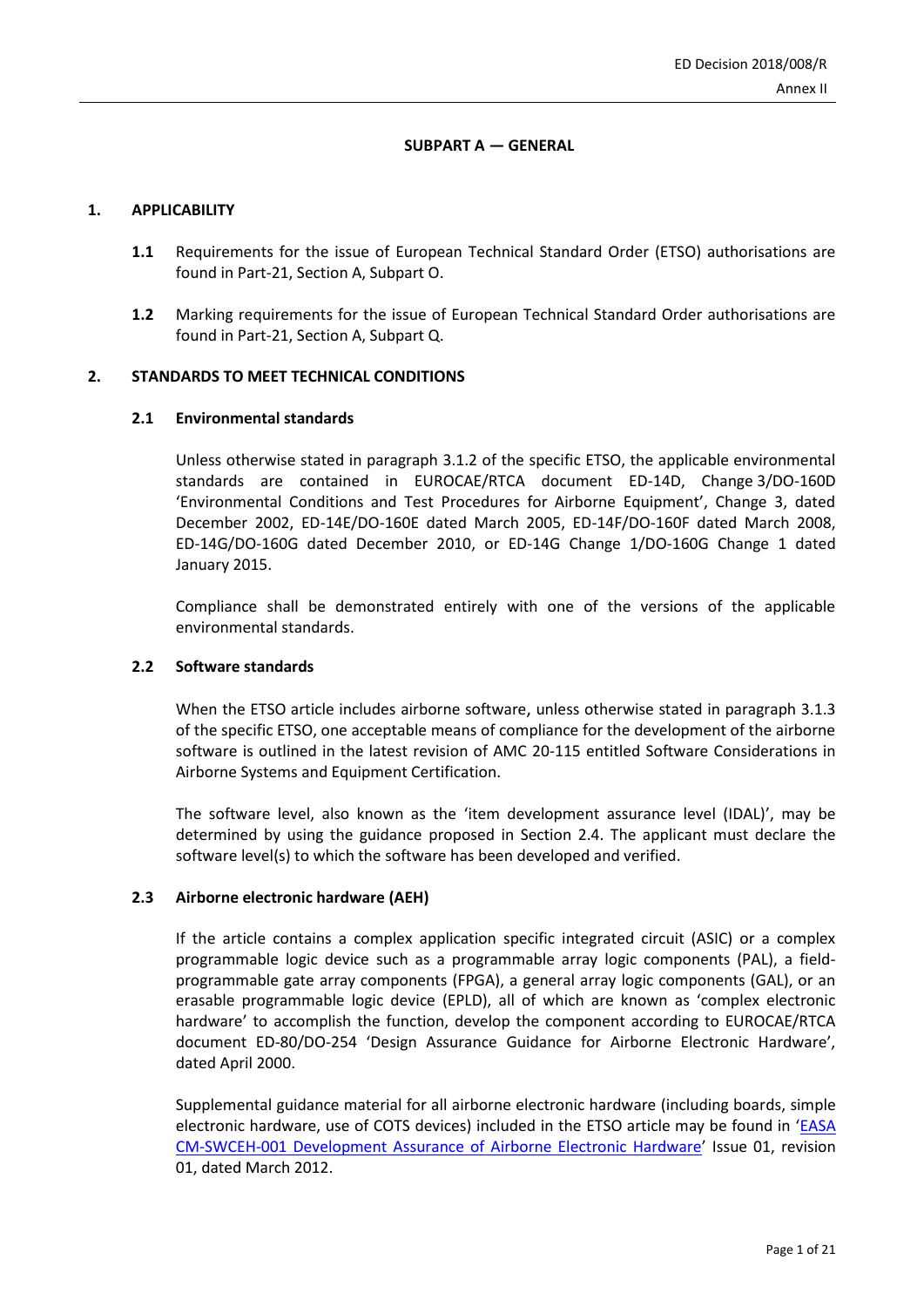# SUBPART A — GENERAL

## 1. APPLICABILITY

**1.1** Requirements for the issue of European Technical Standard Order (ETSO) authorisations are found in Part-21, Section A, Subpart O.

**1.2** Marking requirements for the issue of European Technical Standard Order authorisations are found in Part-21, Section A, Subpart Q.

## 2. STANDARDS TO MEET TECHNICAL CONDITIONS

### 2.1 Environmental standards

Unless otherwise stated in paragraph 3.1.2 of the specific ETSO, the applicable environmental standards are contained in EUROCAE/RTCA document ED-14D, Change 3/DO-160D 'Environmental Conditions and Test Procedures for Airborne Equipment', Change 3, dated December 2002, ED-14E/DO-160E dated March 2005, ED-14F/DO-160F dated March 2008, ED-14G/DO-160G dated December 2010, or ED-14G Change 1/DO-160G Change 1 dated January 2015.

Compliance shall be demonstrated entirely with one of the versions of the applicable environmental standards.

### 2.2 Software standards

When the ETSO article includes airborne software, unless otherwise stated in paragraph 3.1.3 of the specific ETSO, one acceptable means of compliance for the development of the airborne software is outlined in the latest revision of AMC 20-115 entitled Software Considerations in Airborne Systems and Equipment Certification.

The software level, also known as the 'item development assurance level (IDAL)', may be determined by using the guidance proposed in Section 2.4. The applicant must declare the software level(s) to which the software has been developed and verified.

### 2.3 Airborne electronic hardware (AEH)

If the article contains a complex application specific integrated circuit (ASIC) or a complex programmable logic device such as a programmable array logic components (PAL), a field-programmable gate array components (FPGA), a general array logic components (GAL), or an erasable programmable logic device (EPLD), all of which are known as 'complex electronic hardware' to accomplish the function, develop the component according to EUROCAE/RTCA document ED-80/DO-254 'Design Assurance Guidance for Airborne Electronic Hardware', dated April 2000.

Supplemental guidance material for all airborne electronic hardware (including boards, simple electronic hardware, use of COTS devices) included in the ETSO article may be found in 'EASA CM-SWCEH-001 Development Assurance of Airborne Electronic Hardware' Issue 01, revision 01, dated March 2012.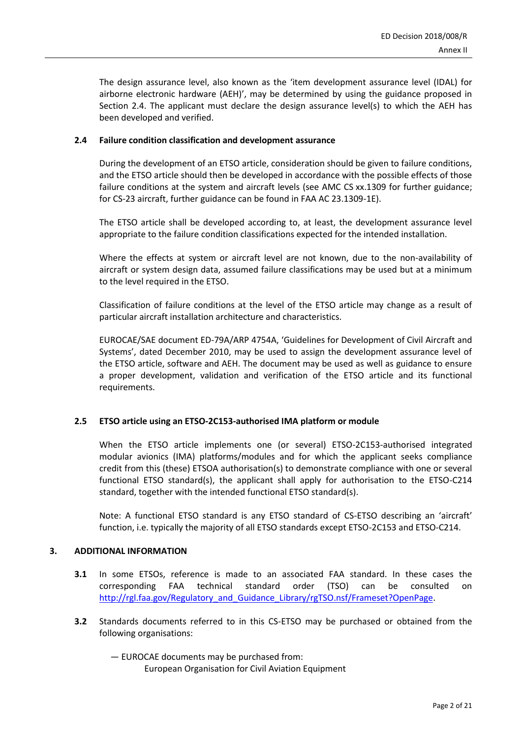The design assurance level, also known as the 'item development assurance level (IDAL) for airborne electronic hardware (AEH)', may be determined by using the guidance proposed in Section 2.4. The applicant must declare the design assurance level(s) to which the AEH has been developed and verified.

#### 2.4 Failure condition classification and development assurance

During the development of an ETSO article, consideration should be given to failure conditions, and the ETSO article should then be developed in accordance with the possible effects of those failure conditions at the system and aircraft levels (see AMC CS xx.1309 for further guidance; for CS-23 aircraft, further guidance can be found in FAA AC 23.1309-1E).

The ETSO article shall be developed according to, at least, the development assurance level appropriate to the failure condition classifications expected for the intended installation.

Where the effects at system or aircraft level are not known, due to the non-availability of aircraft or system design data, assumed failure classifications may be used but at a minimum to the level required in the ETSO.

Classification of failure conditions at the level of the ETSO article may change as a result of particular aircraft installation architecture and characteristics.

EUROCAE/SAE document ED-79A/ARP 4754A, 'Guidelines for Development of Civil Aircraft and Systems', dated December 2010, may be used to assign the development assurance level of the ETSO article, software and AEH. The document may be used as well as guidance to ensure a proper development, validation and verification of the ETSO article and its functional requirements.

#### 2.5 ETSO article using an ETSO-2C153-authorised IMA platform or module

When the ETSO article implements one (or several) ETSO-2C153-authorised integrated modular avionics (IMA) platforms/modules and for which the applicant seeks compliance credit from this (these) ETSOA authorisation(s) to demonstrate compliance with one or several functional ETSO standard(s), the applicant shall apply for authorisation to the ETSO-C214 standard, together with the intended functional ETSO standard(s).

Note: A functional ETSO standard is any ETSO standard of CS-ETSO describing an 'aircraft' function, i.e. typically the majority of all ETSO standards except ETSO-2C153 and ETSO-C214.

### 3. ADDITIONAL INFORMATION

**3.1** In some ETSOs, reference is made to an associated FAA standard. In these cases the corresponding FAA technical standard order (TSO) can be consulted on http://rgl.faa.gov/Regulatory_and_Guidance_Library/rgTSO.nsf/Frameset?OpenPage.

**3.2** Standards documents referred to in this CS-ETSO may be purchased or obtained from the following organisations:

— EUROCAE documents may be purchased from:
  European Organisation for Civil Aviation Equipment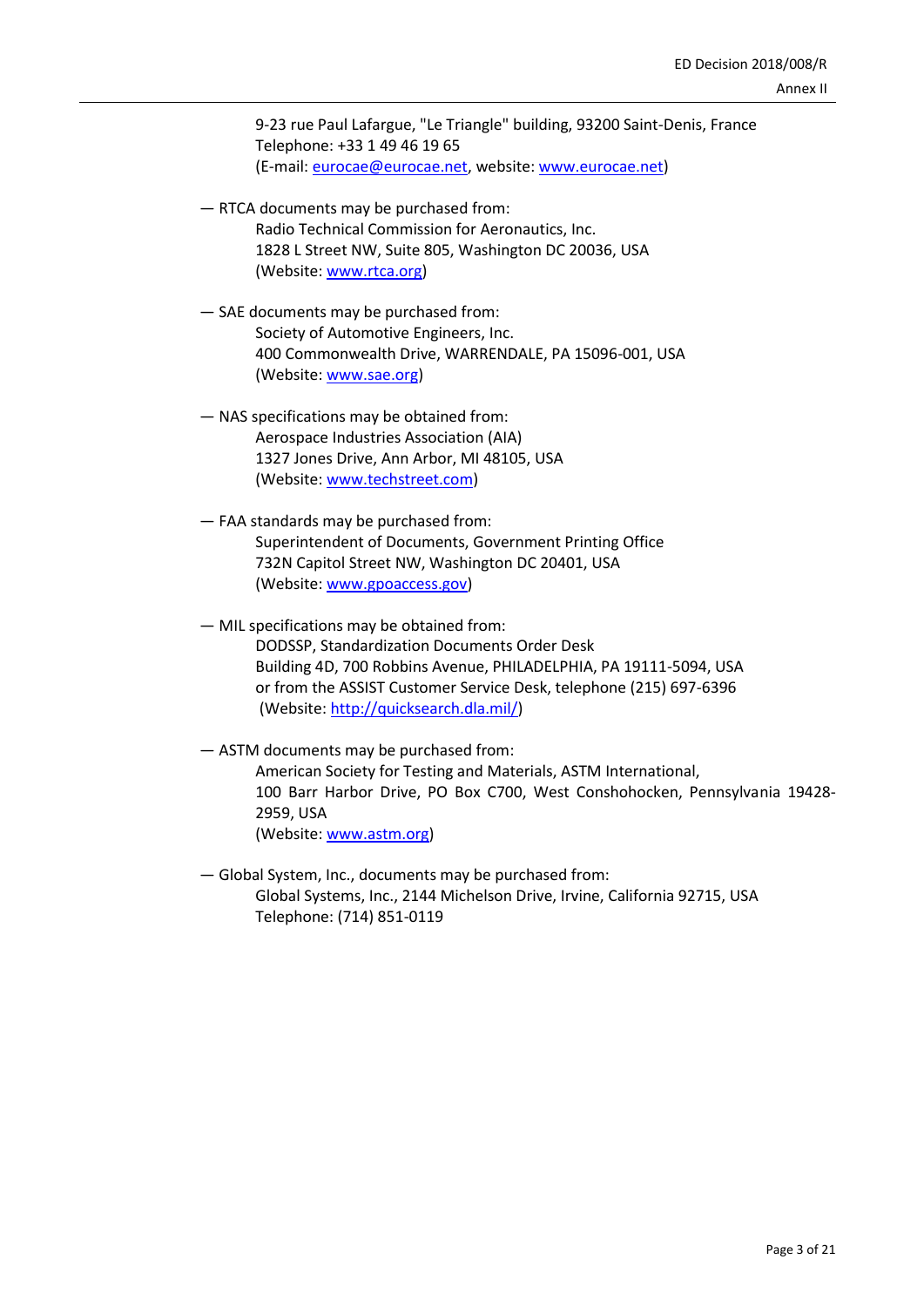9-23 rue Paul Lafargue, "Le Triangle" building, 93200 Saint-Denis, France
Telephone: +33 1 49 46 19 65
(E-mail: eurocae@eurocae.net, website: www.eurocae.net)

— RTCA documents may be purchased from:
Radio Technical Commission for Aeronautics, Inc.
1828 L Street NW, Suite 805, Washington DC 20036, USA
(Website: www.rtca.org)

— SAE documents may be purchased from:
Society of Automotive Engineers, Inc.
400 Commonwealth Drive, WARRENDALE, PA 15096-001, USA
(Website: www.sae.org)

— NAS specifications may be obtained from:
Aerospace Industries Association (AIA)
1327 Jones Drive, Ann Arbor, MI 48105, USA
(Website: www.techstreet.com)

— FAA standards may be purchased from:
Superintendent of Documents, Government Printing Office
732N Capitol Street NW, Washington DC 20401, USA
(Website: www.gpoaccess.gov)

— MIL specifications may be obtained from:
DODSSP, Standardization Documents Order Desk
Building 4D, 700 Robbins Avenue, PHILADELPHIA, PA 19111-5094, USA
or from the ASSIST Customer Service Desk, telephone (215) 697-6396
(Website: http://quicksearch.dla.mil/)

— ASTM documents may be purchased from:
American Society for Testing and Materials, ASTM International,
100 Barr Harbor Drive, PO Box C700, West Conshohocken, Pennsylvania 19428-2959, USA
(Website: www.astm.org)

— Global System, Inc., documents may be purchased from:
Global Systems, Inc., 2144 Michelson Drive, Irvine, California 92715, USA
Telephone: (714) 851-0119